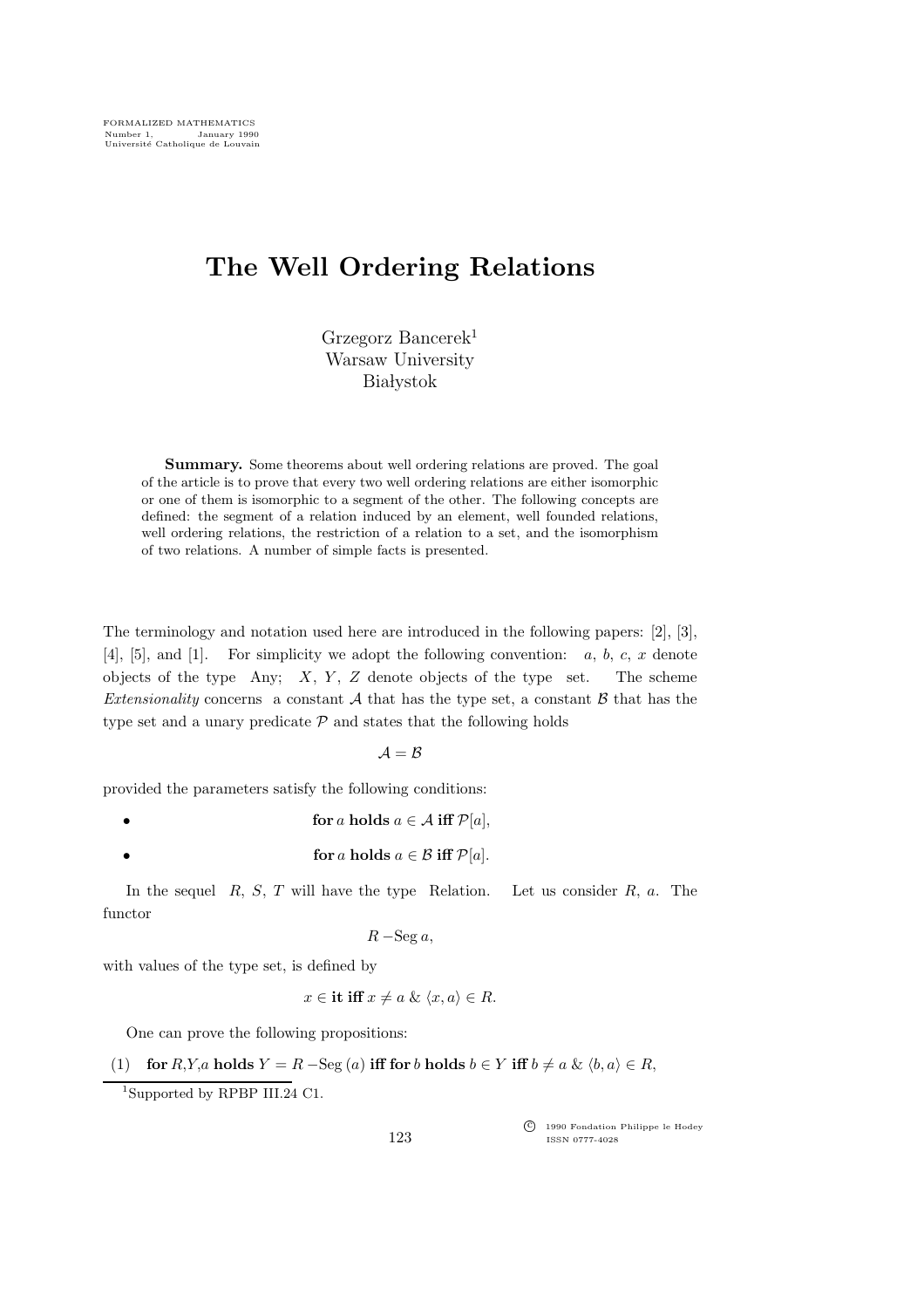FORMALIZED MATHEMATICS
Number 1, January 1990
Université Catholique de Louvain

# The Well Ordering Relations

Grzegorz Bancerek[1]
Warsaw University
Białystok

**Summary.** Some theorems about well ordering relations are proved. The goal of the article is to prove that every two well ordering relations are either isomorphic or one of them is isomorphic to a segment of the other. The following concepts are defined: the segment of a relation induced by an element, well founded relations, well ordering relations, the restriction of a relation to a set, and the isomorphism of two relations. A number of simple facts is presented.

The terminology and notation used here are introduced in the following papers: [2], [3], [4], [5], and [1]. For simplicity we adopt the following convention: $a$, $b$, $c$, $x$ denote objects of the type Any; $X$, $Y$, $Z$ denote objects of the type set. The scheme *Extensionality* concerns a constant $\mathcal{A}$ that has the type set, a constant $\mathcal{B}$ that has the type set and a unary predicate $\mathcal{P}$ and states that the following holds

$$\mathcal{A} = \mathcal{B}$$

provided the parameters satisfy the following conditions:

- **for** $a$ **holds** $a \in \mathcal{A}$ **iff** $\mathcal{P}[a]$,
- **for** $a$ **holds** $a \in \mathcal{B}$ **iff** $\mathcal{P}[a]$.

In the sequel $R$, $S$, $T$ will have the type Relation. Let us consider $R$, $a$. The functor

$$R - \mathrm{Seg}\, a,$$

with values of the type set, is defined by

$$x \in \textbf{it} \textbf{ iff } x \neq a \ \& \ \langle x, a \rangle \in R.$$

One can prove the following propositions:

(1) **for** $R$,$Y$,$a$ **holds** $Y = R - \mathrm{Seg}\,(a)$ **iff for** $b$ **holds** $b \in Y$ **iff** $b \neq a \ \& \ \langle b, a \rangle \in R$,

[1]Supported by RPBP III.24 C1.

© 1990 Fondation Philippe le Hodey
ISSN 0777-4028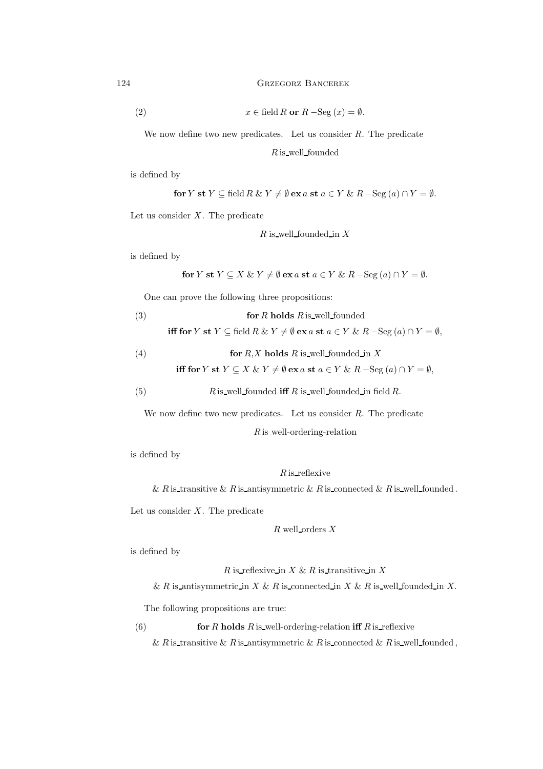$$x \in \text{field}\, R \ \textbf{or}\ R\,\text{-Seg}\,(x) = \emptyset. \tag{2}$$

We now define two new predicates. Let us consider $R$. The predicate

$$R \,\text{is\_well\_founded}$$

is defined by

$$\textbf{for}\, Y \ \textbf{st}\ Y \subseteq \text{field}\, R \ \& \ Y \neq \emptyset \ \textbf{ex}\, a \ \textbf{st}\ a \in Y \ \& \ R\,\text{-Seg}\,(a) \cap Y = \emptyset.$$

Let us consider $X$. The predicate

$$R \ \text{is\_well\_founded\_in}\ X$$

is defined by

$$\textbf{for}\, Y \ \textbf{st}\ Y \subseteq X \ \& \ Y \neq \emptyset \ \textbf{ex}\, a \ \textbf{st}\ a \in Y \ \& \ R\,\text{-Seg}\,(a) \cap Y = \emptyset.$$

One can prove the following three propositions:

$$\textbf{for}\, R \ \textbf{holds}\ R \,\text{is\_well\_founded} \tag{3}$$
$$\textbf{iff for}\, Y \ \textbf{st}\ Y \subseteq \text{field}\, R \ \& \ Y \neq \emptyset \ \textbf{ex}\, a \ \textbf{st}\ a \in Y \ \& \ R\,\text{-Seg}\,(a) \cap Y = \emptyset,$$

$$\textbf{for}\, R{,}X \ \textbf{holds}\ R \ \text{is\_well\_founded\_in}\ X \tag{4}$$
$$\textbf{iff for}\, Y \ \textbf{st}\ Y \subseteq X \ \& \ Y \neq \emptyset \ \textbf{ex}\, a \ \textbf{st}\ a \in Y \ \& \ R\,\text{-Seg}\,(a) \cap Y = \emptyset,$$

$$R \,\text{is\_well\_founded} \ \textbf{iff}\ R \ \text{is\_well\_founded\_in field}\, R. \tag{5}$$

We now define two new predicates. Let us consider $R$. The predicate

$$R \,\text{is\_well-ordering-relation}$$

is defined by

$$R \,\text{is\_reflexive}$$
$$\& \ R \,\text{is\_transitive} \ \& \ R \,\text{is\_antisymmetric} \ \& \ R \,\text{is\_connected} \ \& \ R \,\text{is\_well\_founded}\,.$$

Let us consider $X$. The predicate

$$R \ \text{well\_orders}\ X$$

is defined by

$$R \ \text{is\_reflexive\_in}\ X \ \& \ R \ \text{is\_transitive\_in}\ X$$
$$\& \ R \ \text{is\_antisymmetric\_in}\ X \ \& \ R \ \text{is\_connected\_in}\ X \ \& \ R \ \text{is\_well\_founded\_in}\ X.$$

The following propositions are true:

$$\textbf{for}\, R \ \textbf{holds}\ R \,\text{is\_well-ordering-relation} \ \textbf{iff}\ R \,\text{is\_reflexive} \tag{6}$$
$$\& \ R \,\text{is\_transitive} \ \& \ R \,\text{is\_antisymmetric} \ \& \ R \,\text{is\_connected} \ \& \ R \,\text{is\_well\_founded}\,,$$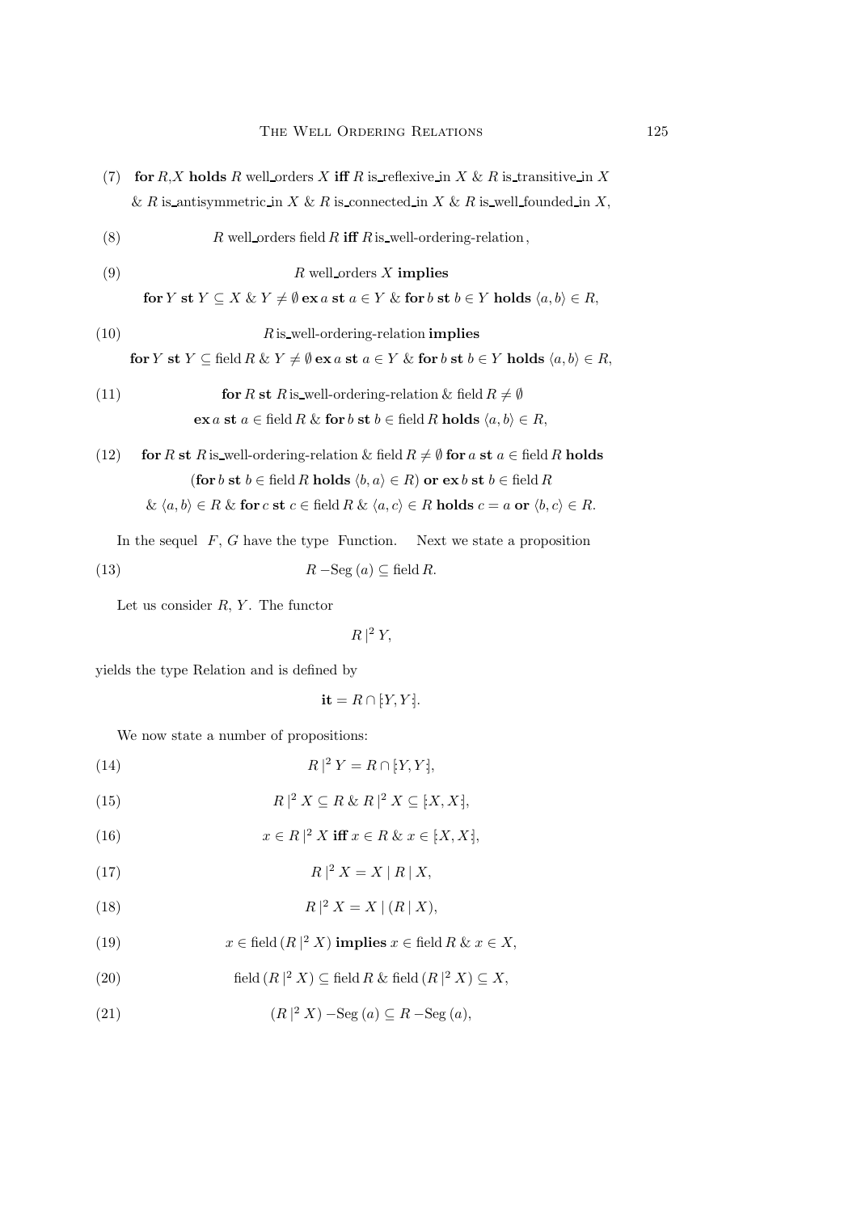(7) **for** $R$,$X$ **holds** $R$ well_orders $X$ **iff** $R$ is_reflexive_in $X$ & $R$ is_transitive_in $X$ & $R$ is_antisymmetric_in $X$ & $R$ is_connected_in $X$ & $R$ is_well_founded_in $X$,

(8) $R$ well_orders field $R$ **iff** $R$ is_well-ordering-relation ,

(9) $R$ well_orders $X$ **implies**
**for** $Y$ **st** $Y \subseteq X$ & $Y \neq \emptyset$ **ex** $a$ **st** $a \in Y$ & **for** $b$ **st** $b \in Y$ **holds** $\langle a, b \rangle \in R$,

(10) $R$ is_well-ordering-relation **implies**
**for** $Y$ **st** $Y \subseteq$ field $R$ & $Y \neq \emptyset$ **ex** $a$ **st** $a \in Y$ & **for** $b$ **st** $b \in Y$ **holds** $\langle a, b \rangle \in R$,

(11) **for** $R$ **st** $R$ is_well-ordering-relation & field $R \neq \emptyset$
**ex** $a$ **st** $a \in$ field $R$ & **for** $b$ **st** $b \in$ field $R$ **holds** $\langle a, b \rangle \in R$,

(12) **for** $R$ **st** $R$ is_well-ordering-relation & field $R \neq \emptyset$ **for** $a$ **st** $a \in$ field $R$ **holds** (**for** $b$ **st** $b \in$ field $R$ **holds** $\langle b, a \rangle \in R$) **or ex** $b$ **st** $b \in$ field $R$ & $\langle a, b \rangle \in R$ & **for** $c$ **st** $c \in$ field $R$ & $\langle a, c \rangle \in R$ **holds** $c = a$ **or** $\langle b, c \rangle \in R$.

In the sequel $F$, $G$ have the type Function. Next we state a proposition

(13) $R$ −Seg $(a) \subseteq$ field $R$.

Let us consider $R$, $Y$. The functor

$$R\,|^2\,Y,$$

yields the type Relation and is defined by

$$\textbf{it} = R \cap [\!:Y, Y:\!].$$

We now state a number of propositions:

(14) $R\,|^2\,Y = R \cap [\!:Y, Y:\!]$,

(15) $R\,|^2\,X \subseteq R$ & $R\,|^2\,X \subseteq [\!:X, X:\!]$,

(16) $x \in R\,|^2\,X$ **iff** $x \in R$ & $x \in [\!:X, X:\!]$,

(17) $R\,|^2\,X = X \mid R \mid X$,

(18) $R\,|^2\,X = X \mid (R \mid X)$,

(19) $x \in$ field $(R\,|^2\,X)$ **implies** $x \in$ field $R$ & $x \in X$,

(20) field $(R\,|^2\,X) \subseteq$ field $R$ & field $(R\,|^2\,X) \subseteq X$,

(21) $(R\,|^2\,X)$ −Seg $(a) \subseteq R$ −Seg $(a)$,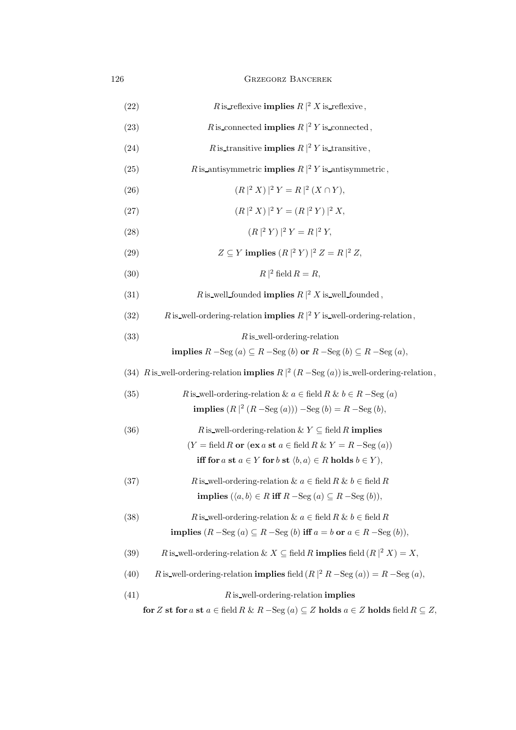$$R \text{ is\_reflexive } \textbf{implies } R\,|^2\,X \text{ is\_reflexive}, \tag{22}$$

$$R \text{ is\_connected } \textbf{implies } R\,|^2\,Y \text{ is\_connected}, \tag{23}$$

$$R \text{ is\_transitive } \textbf{implies } R\,|^2\,Y \text{ is\_transitive}, \tag{24}$$

$$R \text{ is\_antisymmetric } \textbf{implies } R\,|^2\,Y \text{ is\_antisymmetric}, \tag{25}$$

$$(R\,|^2\,X)\,|^2\,Y = R\,|^2\,(X \cap Y), \tag{26}$$

$$(R\,|^2\,X)\,|^2\,Y = (R\,|^2\,Y)\,|^2\,X, \tag{27}$$

$$(R\,|^2\,Y)\,|^2\,Y = R\,|^2\,Y, \tag{28}$$

$$Z \subseteq Y \textbf{ implies } (R\,|^2\,Y)\,|^2\,Z = R\,|^2\,Z, \tag{29}$$

$$R\,|^2\,\text{field}\,R = R, \tag{30}$$

$$R \text{ is\_well\_founded } \textbf{implies } R\,|^2\,X \text{ is\_well\_founded}, \tag{31}$$

$$R \text{ is\_well-ordering-relation } \textbf{implies } R\,|^2\,Y \text{ is\_well-ordering-relation}, \tag{32}$$

$$\begin{gathered} R \text{ is\_well-ordering-relation} \\ \textbf{implies } R\,-\text{Seg}\,(a) \subseteq R\,-\text{Seg}\,(b) \textbf{ or } R\,-\text{Seg}\,(b) \subseteq R\,-\text{Seg}\,(a), \end{gathered} \tag{33}$$

$$R \text{ is\_well-ordering-relation } \textbf{implies } R\,|^2\,(R\,-\text{Seg}\,(a)) \text{ is\_well-ordering-relation}, \tag{34}$$

$$\begin{gathered} R \text{ is\_well-ordering-relation} \;\&\; a \in \text{field}\,R \;\&\; b \in R\,-\text{Seg}\,(a) \\ \textbf{implies } (R\,|^2\,(R\,-\text{Seg}\,(a)))\,-\text{Seg}\,(b) = R\,-\text{Seg}\,(b), \end{gathered} \tag{35}$$

$$\begin{gathered} R \text{ is\_well-ordering-relation} \;\&\; Y \subseteq \text{field}\,R \textbf{ implies} \\ (Y = \text{field}\,R \textbf{ or } (\textbf{ex}\, a \textbf{ st } a \in \text{field}\,R \;\&\; Y = R\,-\text{Seg}\,(a)) \\ \textbf{iff for } a \textbf{ st } a \in Y \textbf{ for } b \textbf{ st } \langle b, a\rangle \in R \textbf{ holds } b \in Y), \end{gathered} \tag{36}$$

$$\begin{gathered} R \text{ is\_well-ordering-relation} \;\&\; a \in \text{field}\,R \;\&\; b \in \text{field}\,R \\ \textbf{implies } (\langle a, b\rangle \in R \textbf{ iff } R\,-\text{Seg}\,(a) \subseteq R\,-\text{Seg}\,(b)), \end{gathered} \tag{37}$$

$$\begin{gathered} R \text{ is\_well-ordering-relation} \;\&\; a \in \text{field}\,R \;\&\; b \in \text{field}\,R \\ \textbf{implies } (R\,-\text{Seg}\,(a) \subseteq R\,-\text{Seg}\,(b) \textbf{ iff } a = b \textbf{ or } a \in R\,-\text{Seg}\,(b)), \end{gathered} \tag{38}$$

$$R \text{ is\_well-ordering-relation} \;\&\; X \subseteq \text{field}\,R \textbf{ implies } \text{field}\,(R\,|^2\,X) = X, \tag{39}$$

$$R \text{ is\_well-ordering-relation } \textbf{implies } \text{field}\,(R\,|^2\,R\,-\text{Seg}\,(a)) = R\,-\text{Seg}\,(a), \tag{40}$$

$$\begin{gathered} R \text{ is\_well-ordering-relation } \textbf{implies} \\ \textbf{for } Z \textbf{ st for } a \textbf{ st } a \in \text{field}\,R \;\&\; R\,-\text{Seg}\,(a) \subseteq Z \textbf{ holds } a \in Z \textbf{ holds } \text{field}\,R \subseteq Z, \end{gathered} \tag{41}$$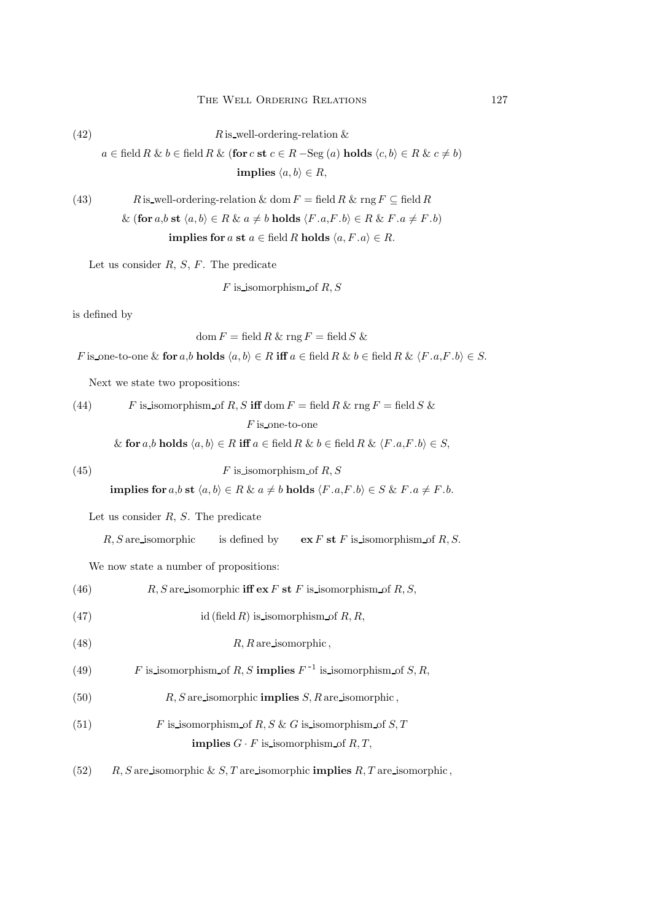$$(42)\quad R \text{ is\_well-ordering-relation } \& \; a \in \text{field}\, R \;\&\; b \in \text{field}\, R \;\&\; (\textbf{for}\; c \;\textbf{st}\; c \in R\,\text{-Seg}\,(a) \;\textbf{holds}\; \langle c, b\rangle \in R \;\&\; c \neq b) \;\textbf{implies}\; \langle a, b\rangle \in R,$$

$$(43)\quad R \text{ is\_well-ordering-relation } \& \; \text{dom}\, F = \text{field}\, R \;\&\; \text{rng}\, F \subseteq \text{field}\, R \;\&\; (\textbf{for}\; a,b \;\textbf{st}\; \langle a, b\rangle \in R \;\&\; a \neq b \;\textbf{holds}\; \langle F.a, F.b\rangle \in R \;\&\; F.a \neq F.b) \;\textbf{implies for}\; a \;\textbf{st}\; a \in \text{field}\, R \;\textbf{holds}\; \langle a, F.a\rangle \in R.$$

Let us consider $R$, $S$, $F$. The predicate

$$F \text{ is\_isomorphism\_of } R, S$$

is defined by

$$\text{dom}\, F = \text{field}\, R \;\&\; \text{rng}\, F = \text{field}\, S \;\&\; F \text{ is\_one-to-one} \;\&\; \textbf{for}\; a,b \;\textbf{holds}\; \langle a, b\rangle \in R \;\textbf{iff}\; a \in \text{field}\, R \;\&\; b \in \text{field}\, R \;\&\; \langle F.a, F.b\rangle \in S.$$

Next we state two propositions:

$$(44)\quad F \text{ is\_isomorphism\_of } R, S \;\textbf{iff}\; \text{dom}\, F = \text{field}\, R \;\&\; \text{rng}\, F = \text{field}\, S \;\&\; F \text{ is\_one-to-one} \;\&\; \textbf{for}\; a,b \;\textbf{holds}\; \langle a, b\rangle \in R \;\textbf{iff}\; a \in \text{field}\, R \;\&\; b \in \text{field}\, R \;\&\; \langle F.a, F.b\rangle \in S,$$

$$(45)\quad F \text{ is\_isomorphism\_of } R, S \;\textbf{implies for}\; a,b \;\textbf{st}\; \langle a, b\rangle \in R \;\&\; a \neq b \;\textbf{holds}\; \langle F.a, F.b\rangle \in S \;\&\; F.a \neq F.b.$$

Let us consider $R$, $S$. The predicate

$R, S$ are\_isomorphic $\quad$ is defined by $\quad$ $\textbf{ex}\; F \;\textbf{st}\; F$ is\_isomorphism\_of $R, S$.

We now state a number of propositions:

$$(46)\quad R, S \text{ are\_isomorphic } \textbf{iff ex}\; F \;\textbf{st}\; F \text{ is\_isomorphism\_of } R, S,$$

$$(47)\quad \text{id}\,(\text{field}\, R) \text{ is\_isomorphism\_of } R, R,$$

$$(48)\quad R, R \text{ are\_isomorphic},$$

$$(49)\quad F \text{ is\_isomorphism\_of } R, S \;\textbf{implies}\; F^{-1} \text{ is\_isomorphism\_of } S, R,$$

$$(50)\quad R, S \text{ are\_isomorphic } \textbf{implies}\; S, R \text{ are\_isomorphic},$$

$$(51)\quad F \text{ is\_isomorphism\_of } R, S \;\&\; G \text{ is\_isomorphism\_of } S, T \;\textbf{implies}\; G \cdot F \text{ is\_isomorphism\_of } R, T,$$

$$(52)\quad R, S \text{ are\_isomorphic } \&\; S, T \text{ are\_isomorphic } \textbf{implies}\; R, T \text{ are\_isomorphic},$$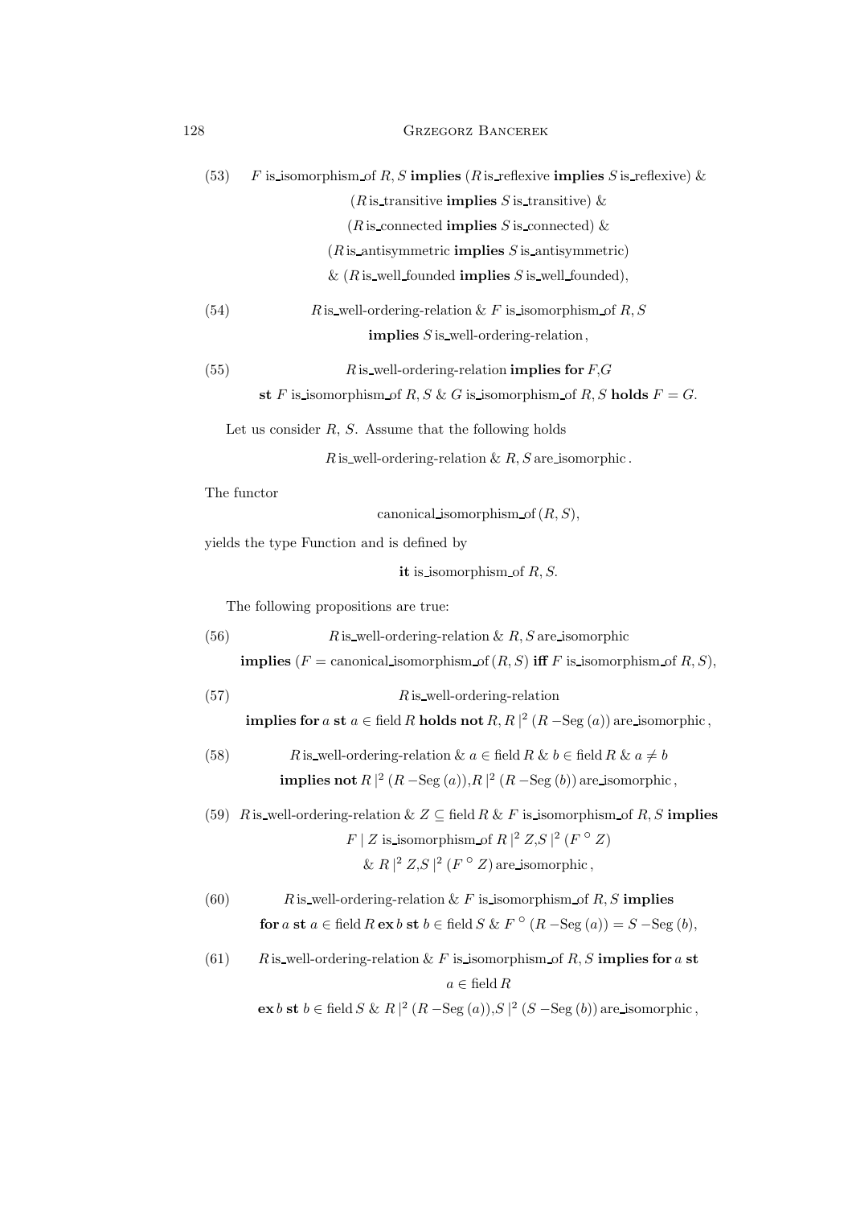(53) $F$ is_isomorphism_of $R, S$ **implies** ($R$ is_reflexive **implies** $S$ is_reflexive) & ($R$ is_transitive **implies** $S$ is_transitive) & ($R$ is_connected **implies** $S$ is_connected) & ($R$ is_antisymmetric **implies** $S$ is_antisymmetric) & ($R$ is_well_founded **implies** $S$ is_well_founded),

(54) $R$ is_well-ordering-relation & $F$ is_isomorphism_of $R, S$ **implies** $S$ is_well-ordering-relation,

(55) $R$ is_well-ordering-relation **implies for** $F$,$G$ **st** $F$ is_isomorphism_of $R, S$ & $G$ is_isomorphism_of $R, S$ **holds** $F = G$.

Let us consider $R$, $S$. Assume that the following holds

$R$ is_well-ordering-relation & $R, S$ are_isomorphic.

The functor

canonical_isomorphism_of $(R, S)$,

yields the type Function and is defined by

**it** is_isomorphism_of $R, S$.

The following propositions are true:

(56) $R$ is_well-ordering-relation & $R, S$ are_isomorphic **implies** ($F$ = canonical_isomorphism_of $(R, S)$ **iff** $F$ is_isomorphism_of $R, S$),

(57) $R$ is_well-ordering-relation **implies for** $a$ **st** $a \in$ field $R$ **holds not** $R, R\,|^2\,(R\,-\mathrm{Seg}\,(a))$ are_isomorphic,

(58) $R$ is_well-ordering-relation & $a \in$ field $R$ & $b \in$ field $R$ & $a \neq b$ **implies not** $R\,|^2\,(R\,-\mathrm{Seg}\,(a))$,$R\,|^2\,(R\,-\mathrm{Seg}\,(b))$ are_isomorphic,

(59) $R$ is_well-ordering-relation & $Z \subseteq$ field $R$ & $F$ is_isomorphism_of $R, S$ **implies** $F\,|\,Z$ is_isomorphism_of $R\,|^2\,Z$,$S\,|^2\,(F\,^\circ\,Z)$ & $R\,|^2\,Z$,$S\,|^2\,(F\,^\circ\,Z)$ are_isomorphic,

(60) $R$ is_well-ordering-relation & $F$ is_isomorphism_of $R, S$ **implies for** $a$ **st** $a \in$ field $R$ **ex** $b$ **st** $b \in$ field $S$ & $F\,^\circ\,(R\,-\mathrm{Seg}\,(a)) = S\,-\mathrm{Seg}\,(b)$,

(61) $R$ is_well-ordering-relation & $F$ is_isomorphism_of $R, S$ **implies for** $a$ **st** $a \in$ field $R$ **ex** $b$ **st** $b \in$ field $S$ & $R\,|^2\,(R\,-\mathrm{Seg}\,(a))$,$S\,|^2\,(S\,-\mathrm{Seg}\,(b))$ are_isomorphic,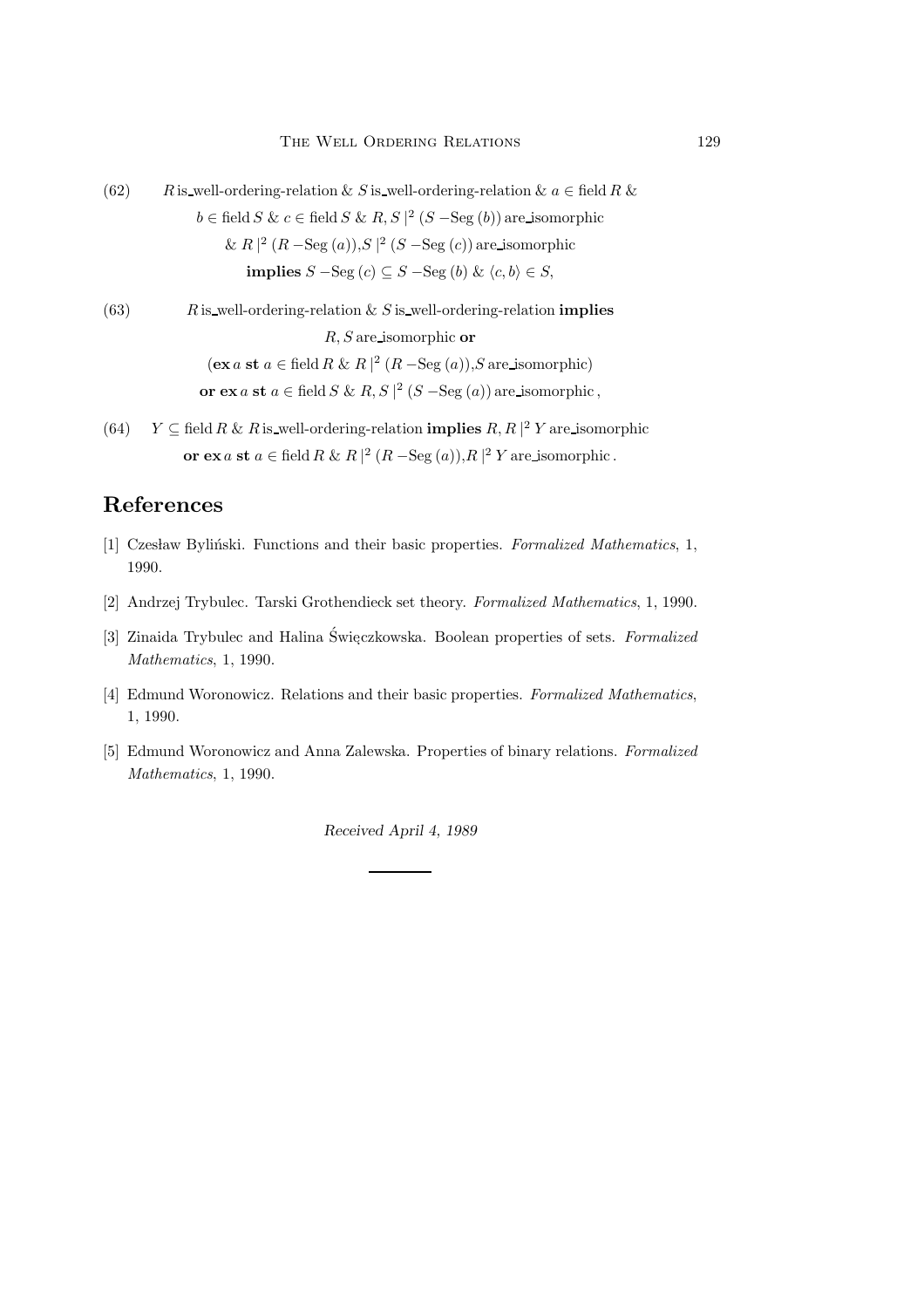(62) $R$ is_well-ordering-relation & $S$ is_well-ordering-relation & $a \in$ field $R$ &
$b \in$ field $S$ & $c \in$ field $S$ & $R, S \,|^2\, (S \,-\mathrm{Seg}\,(b))$ are_isomorphic
& $R \,|^2\, (R \,-\mathrm{Seg}\,(a)), S \,|^2\, (S \,-\mathrm{Seg}\,(c))$ are_isomorphic
**implies** $S \,-\mathrm{Seg}\,(c) \subseteq S \,-\mathrm{Seg}\,(b)$ & $\langle c, b\rangle \in S$,

(63) $R$ is_well-ordering-relation & $S$ is_well-ordering-relation **implies**
$R, S$ are_isomorphic **or**
(**ex** $a$ **st** $a \in$ field $R$ & $R \,|^2\, (R \,-\mathrm{Seg}\,(a)), S$ are_isomorphic)
**or ex** $a$ **st** $a \in$ field $S$ & $R, S \,|^2\, (S \,-\mathrm{Seg}\,(a))$ are_isomorphic ,

(64) $Y \subseteq$ field $R$ & $R$ is_well-ordering-relation **implies** $R, R \,|^2\, Y$ are_isomorphic
**or ex** $a$ **st** $a \in$ field $R$ & $R \,|^2\, (R \,-\mathrm{Seg}\,(a)), R \,|^2\, Y$ are_isomorphic .

## References

[1] Czesław Byliński. Functions and their basic properties. *Formalized Mathematics*, 1, 1990.

[2] Andrzej Trybulec. Tarski Grothendieck set theory. *Formalized Mathematics*, 1, 1990.

[3] Zinaida Trybulec and Halina Święczkowska. Boolean properties of sets. *Formalized Mathematics*, 1, 1990.

[4] Edmund Woronowicz. Relations and their basic properties. *Formalized Mathematics*, 1, 1990.

[5] Edmund Woronowicz and Anna Zalewska. Properties of binary relations. *Formalized Mathematics*, 1, 1990.

*Received April 4, 1989*